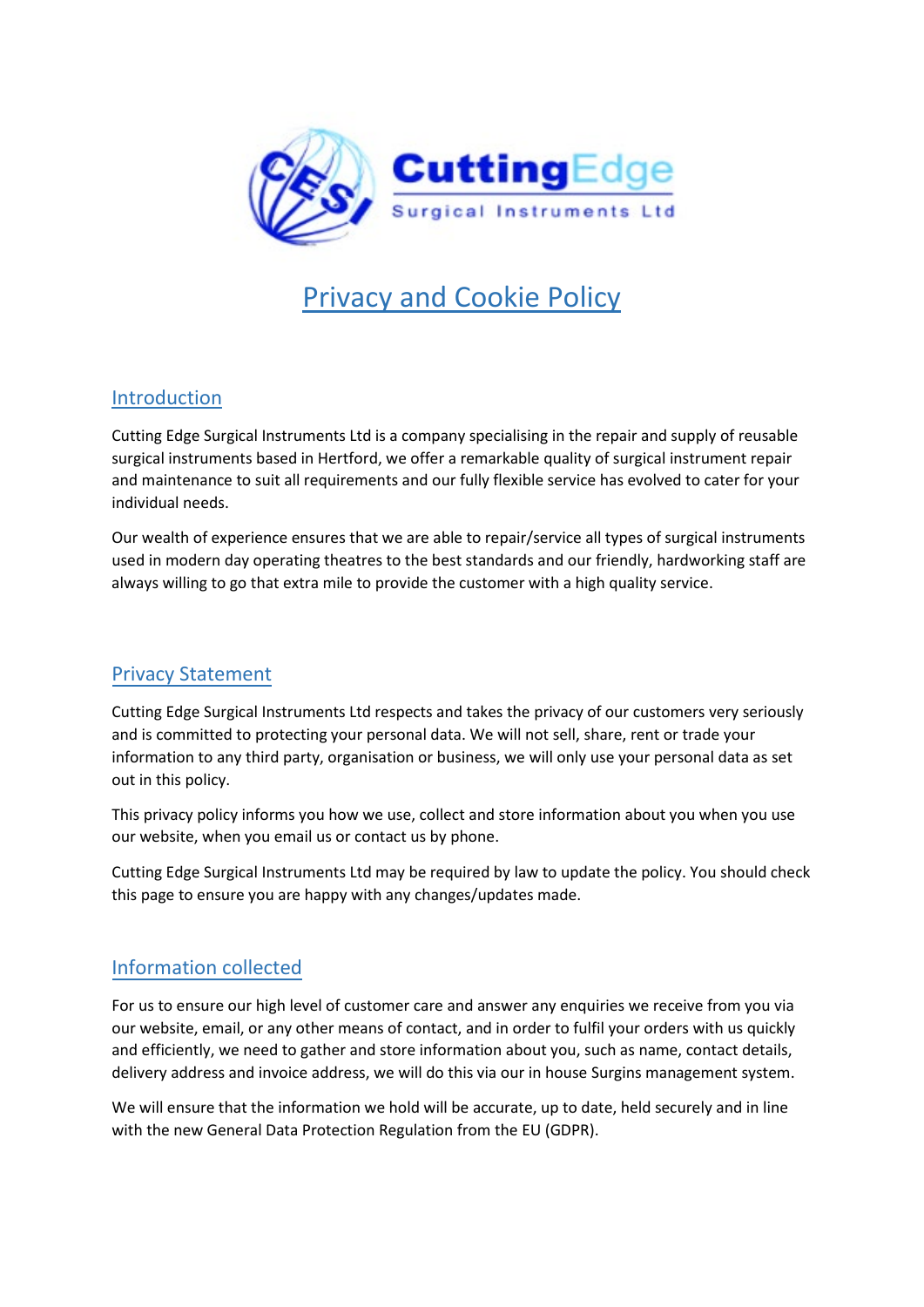# Privacy and Cookie Policy

## Introduction

Cutting Edge Surgical Instruments Ltd is a company specialising in the repair and supply of reusable surgical instruments based in Hertford, we offer a remarkable quality of surgical instrument repair and maintenance to suit all requirements and our fully flexible service has evolved to cater for your individual needs.

Our wealth of experience ensures that we are able to repair/service all types of surgical instruments used in modern day operating theatres to the best standards and our friendly, hardworking staff are always willing to go that extra mile to provide the customer with a high quality service.

## Privacy Statement

Cutting Edge Surgical Instruments Ltd respects and takes the privacy of our customers very seriously and is committed to protecting your personal data. We will not sell, share, rent or trade your information to any third party, organisation or business, we will only use your personal data as set out in this policy.

This privacy policy informs you how we use, collect and store information about you when you use our website, when you email us or contact us by phone.

Cutting Edge Surgical Instruments Ltd may be required by law to update the policy. You should check this page to ensure you are happy with any changes/updates made.

## Information collected

For us to ensure our high level of customer care and answer any enquiries we receive from you via our website, email, or any other means of contact, and in order to fulfil your orders with us quickly and efficiently, we need to gather and store information about you, such as name, contact details, delivery address and invoice address, we will do this via our in house Surgins management system.

We will ensure that the information we hold will be accurate, up to date, held securely and in line with the new General Data Protection Regulation from the EU (GDPR).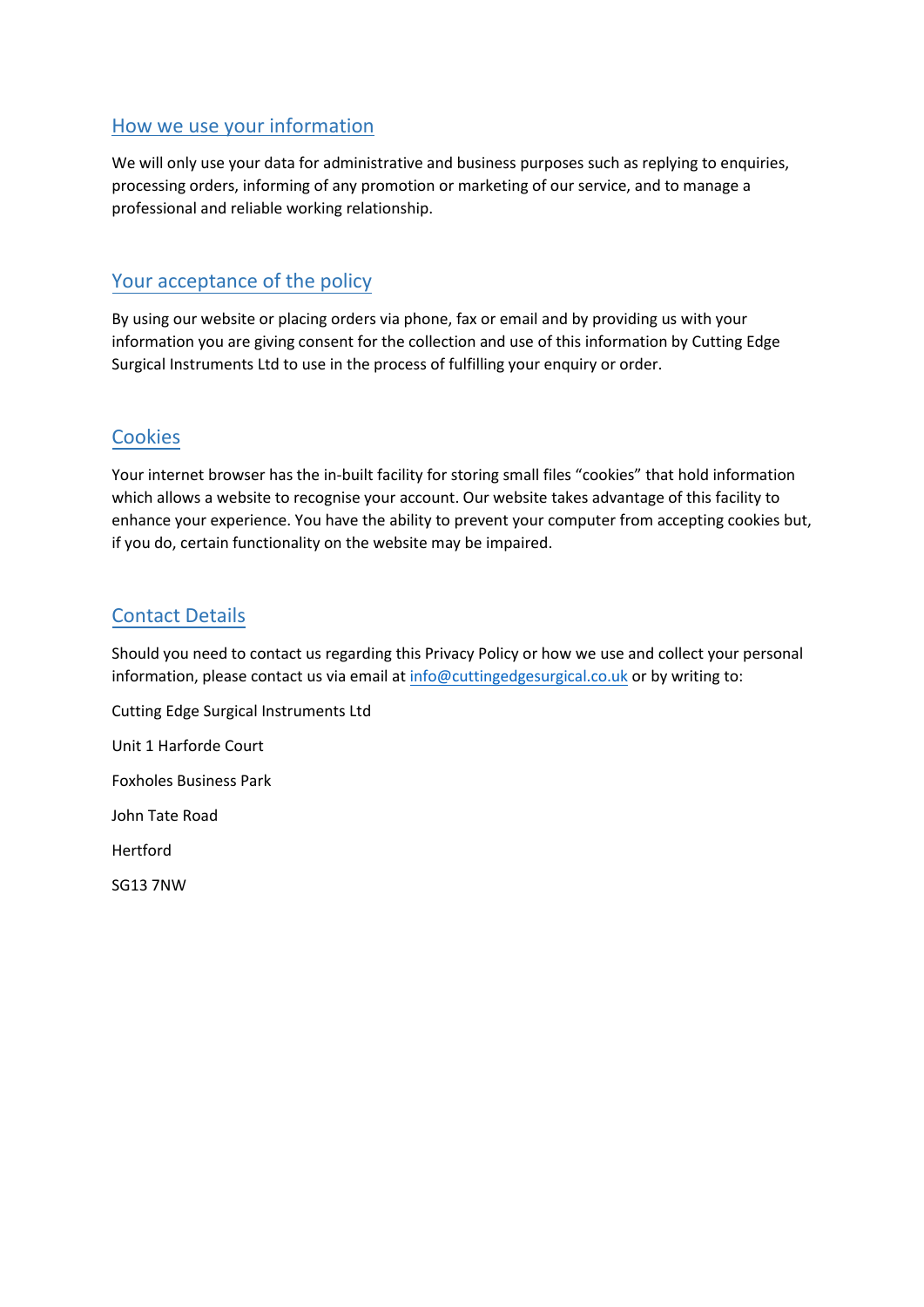## How we use your information

We will only use your data for administrative and business purposes such as replying to enquiries, processing orders, informing of any promotion or marketing of our service, and to manage a professional and reliable working relationship.

## Your acceptance of the policy

By using our website or placing orders via phone, fax or email and by providing us with your information you are giving consent for the collection and use of this information by Cutting Edge Surgical Instruments Ltd to use in the process of fulfilling your enquiry or order.

## Cookies

Your internet browser has the in-built facility for storing small files "cookies" that hold information which allows a website to recognise your account. Our website takes advantage of this facility to enhance your experience. You have the ability to prevent your computer from accepting cookies but, if you do, certain functionality on the website may be impaired.

## Contact Details

Should you need to contact us regarding this Privacy Policy or how we use and collect your personal information, please contact us via email at info@cuttingedgesurgical.co.uk or by writing to:

Cutting Edge Surgical Instruments Ltd

Unit 1 Harforde Court

Foxholes Business Park

John Tate Road

Hertford

SG13 7NW